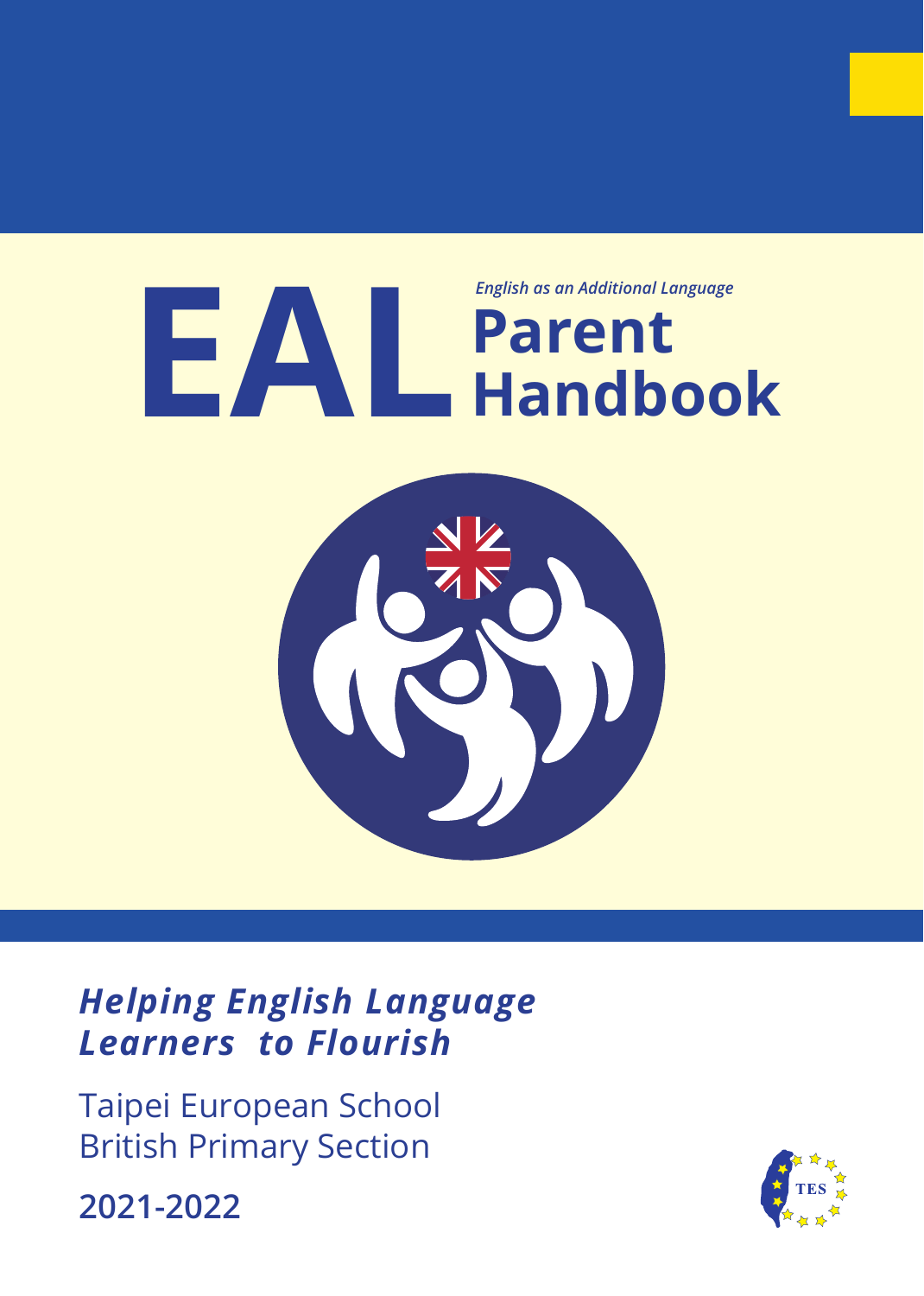# EAL Parent Handbook

*English as an Additional Language*

***Helping English Language Learners to Flourish***

Taipei European School
British Primary Section

**2021-2022**

TES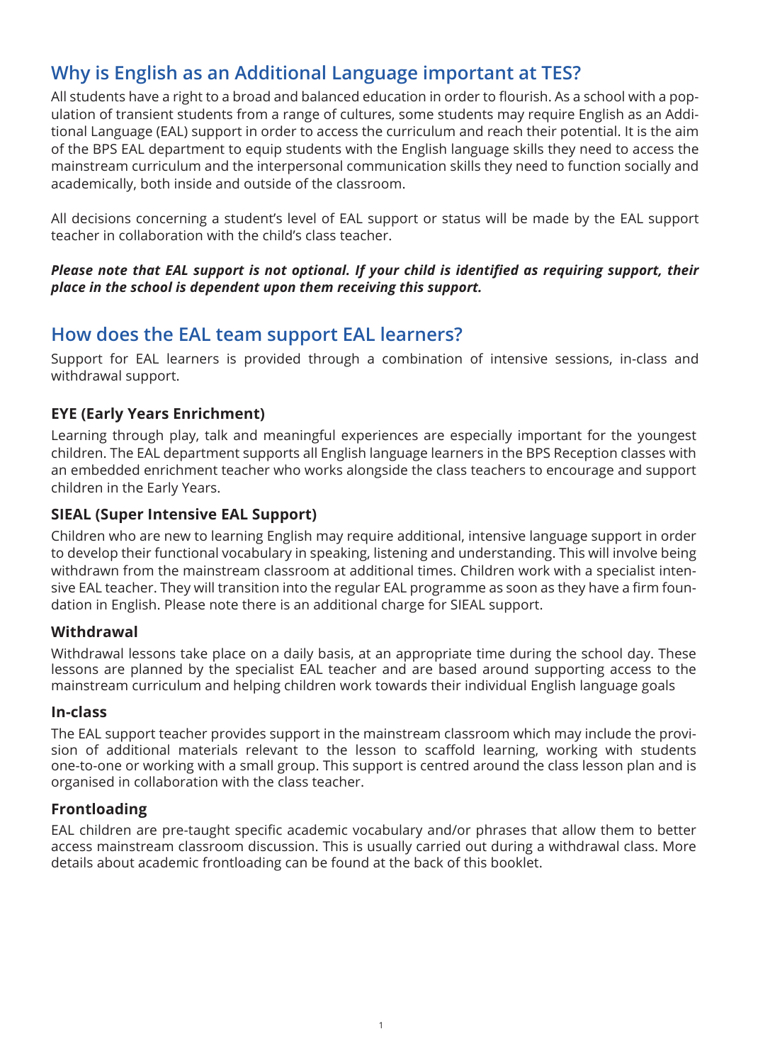## Why is English as an Additional Language important at TES?

All students have a right to a broad and balanced education in order to flourish. As a school with a population of transient students from a range of cultures, some students may require English as an Additional Language (EAL) support in order to access the curriculum and reach their potential. It is the aim of the BPS EAL department to equip students with the English language skills they need to access the mainstream curriculum and the interpersonal communication skills they need to function socially and academically, both inside and outside of the classroom.

All decisions concerning a student's level of EAL support or status will be made by the EAL support teacher in collaboration with the child's class teacher.

***Please note that EAL support is not optional. If your child is identified as requiring support, their place in the school is dependent upon them receiving this support.***

## How does the EAL team support EAL learners?

Support for EAL learners is provided through a combination of intensive sessions, in-class and withdrawal support.

### EYE (Early Years Enrichment)

Learning through play, talk and meaningful experiences are especially important for the youngest children. The EAL department supports all English language learners in the BPS Reception classes with an embedded enrichment teacher who works alongside the class teachers to encourage and support children in the Early Years.

### SIEAL (Super Intensive EAL Support)

Children who are new to learning English may require additional, intensive language support in order to develop their functional vocabulary in speaking, listening and understanding. This will involve being withdrawn from the mainstream classroom at additional times. Children work with a specialist intensive EAL teacher. They will transition into the regular EAL programme as soon as they have a firm foundation in English. Please note there is an additional charge for SIEAL support.

### Withdrawal

Withdrawal lessons take place on a daily basis, at an appropriate time during the school day. These lessons are planned by the specialist EAL teacher and are based around supporting access to the mainstream curriculum and helping children work towards their individual English language goals

### In-class

The EAL support teacher provides support in the mainstream classroom which may include the provision of additional materials relevant to the lesson to scaffold learning, working with students one-to-one or working with a small group. This support is centred around the class lesson plan and is organised in collaboration with the class teacher.

### Frontloading

EAL children are pre-taught specific academic vocabulary and/or phrases that allow them to better access mainstream classroom discussion. This is usually carried out during a withdrawal class. More details about academic frontloading can be found at the back of this booklet.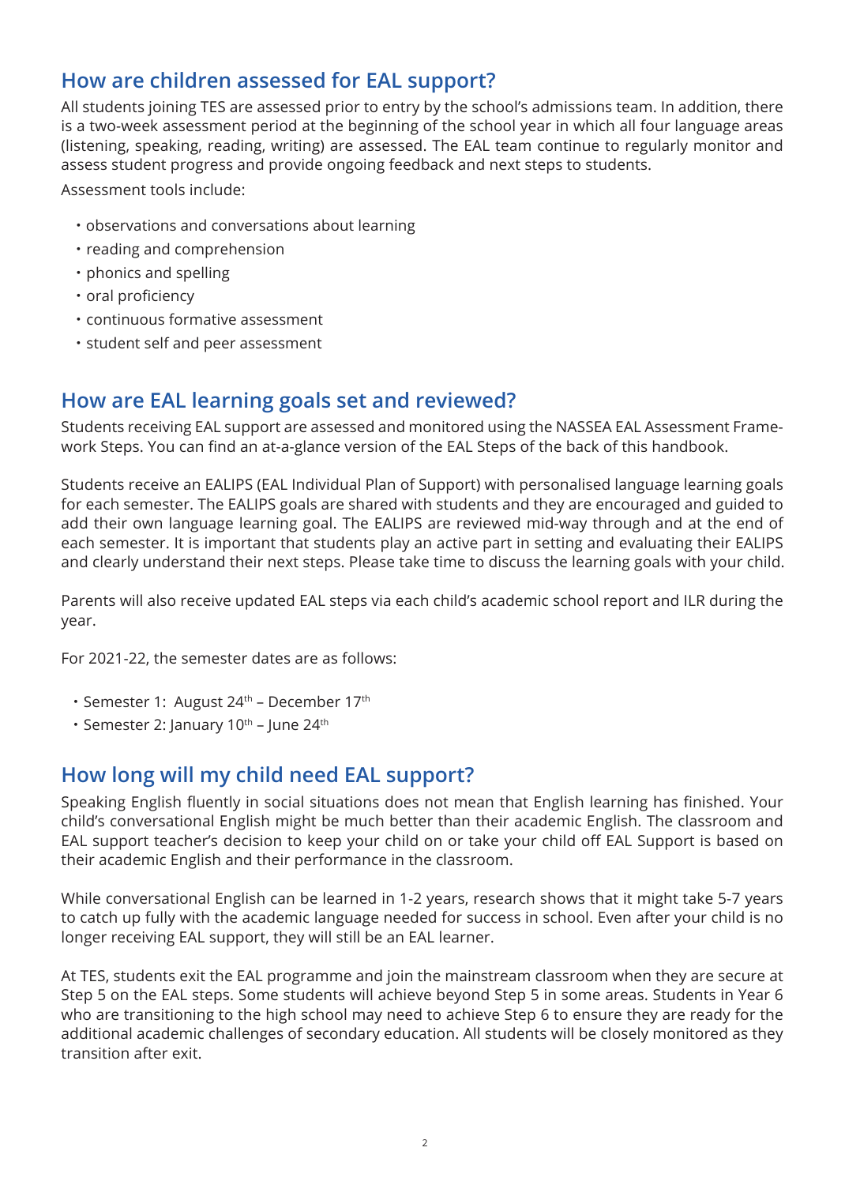## How are children assessed for EAL support?

All students joining TES are assessed prior to entry by the school's admissions team. In addition, there is a two-week assessment period at the beginning of the school year in which all four language areas (listening, speaking, reading, writing) are assessed. The EAL team continue to regularly monitor and assess student progress and provide ongoing feedback and next steps to students.

Assessment tools include:

- observations and conversations about learning
- reading and comprehension
- phonics and spelling
- oral proficiency
- continuous formative assessment
- student self and peer assessment

## How are EAL learning goals set and reviewed?

Students receiving EAL support are assessed and monitored using the NASSEA EAL Assessment Framework Steps. You can find an at-a-glance version of the EAL Steps of the back of this handbook.

Students receive an EALIPS (EAL Individual Plan of Support) with personalised language learning goals for each semester. The EALIPS goals are shared with students and they are encouraged and guided to add their own language learning goal. The EALIPS are reviewed mid-way through and at the end of each semester. It is important that students play an active part in setting and evaluating their EALIPS and clearly understand their next steps. Please take time to discuss the learning goals with your child.

Parents will also receive updated EAL steps via each child's academic school report and ILR during the year.

For 2021-22, the semester dates are as follows:

- Semester 1: August 24th – December 17th
- Semester 2: January 10th – June 24th

## How long will my child need EAL support?

Speaking English fluently in social situations does not mean that English learning has finished. Your child's conversational English might be much better than their academic English. The classroom and EAL support teacher's decision to keep your child on or take your child off EAL Support is based on their academic English and their performance in the classroom.

While conversational English can be learned in 1-2 years, research shows that it might take 5-7 years to catch up fully with the academic language needed for success in school. Even after your child is no longer receiving EAL support, they will still be an EAL learner.

At TES, students exit the EAL programme and join the mainstream classroom when they are secure at Step 5 on the EAL steps. Some students will achieve beyond Step 5 in some areas. Students in Year 6 who are transitioning to the high school may need to achieve Step 6 to ensure they are ready for the additional academic challenges of secondary education. All students will be closely monitored as they transition after exit.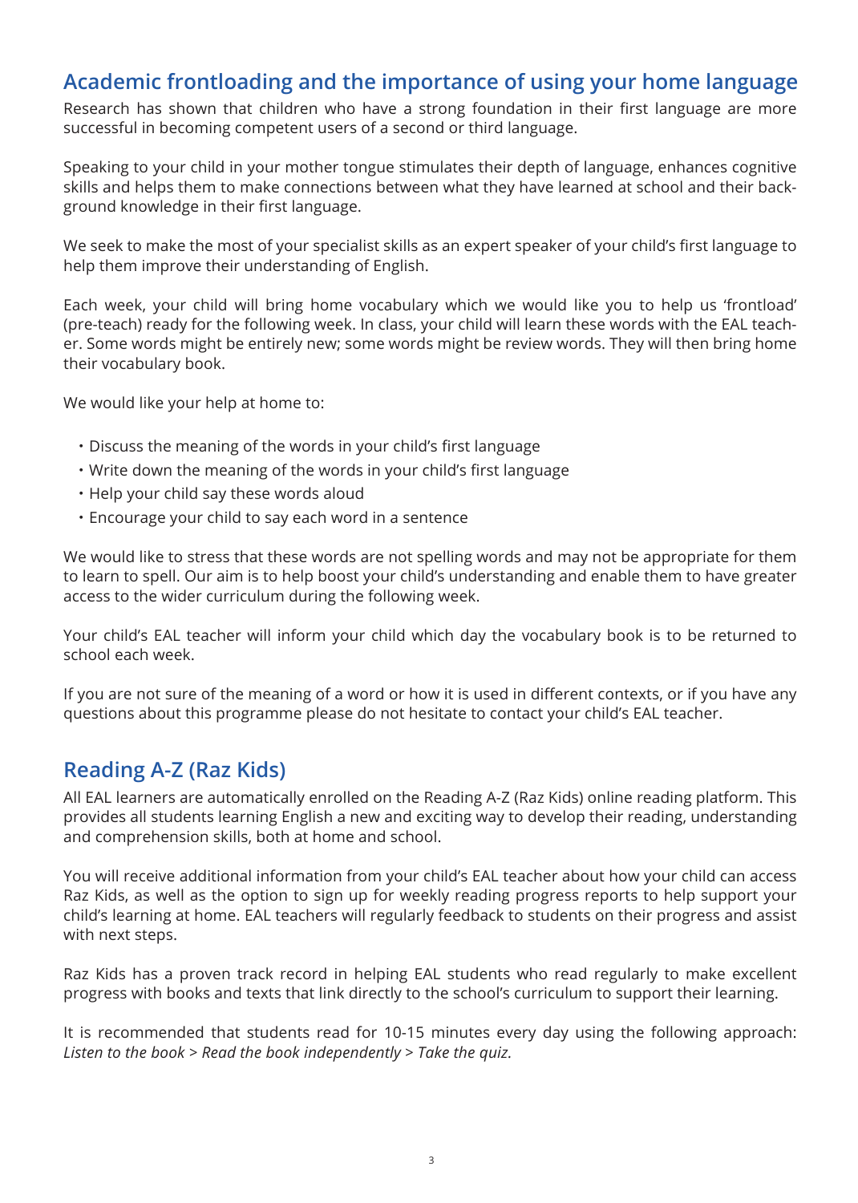## Academic frontloading and the importance of using your home language

Research has shown that children who have a strong foundation in their first language are more successful in becoming competent users of a second or third language.

Speaking to your child in your mother tongue stimulates their depth of language, enhances cognitive skills and helps them to make connections between what they have learned at school and their background knowledge in their first language.

We seek to make the most of your specialist skills as an expert speaker of your child's first language to help them improve their understanding of English.

Each week, your child will bring home vocabulary which we would like you to help us 'frontload' (pre-teach) ready for the following week. In class, your child will learn these words with the EAL teacher. Some words might be entirely new; some words might be review words. They will then bring home their vocabulary book.

We would like your help at home to:

- Discuss the meaning of the words in your child's first language
- Write down the meaning of the words in your child's first language
- Help your child say these words aloud
- Encourage your child to say each word in a sentence

We would like to stress that these words are not spelling words and may not be appropriate for them to learn to spell. Our aim is to help boost your child's understanding and enable them to have greater access to the wider curriculum during the following week.

Your child's EAL teacher will inform your child which day the vocabulary book is to be returned to school each week.

If you are not sure of the meaning of a word or how it is used in different contexts, or if you have any questions about this programme please do not hesitate to contact your child's EAL teacher.

## Reading A-Z (Raz Kids)

All EAL learners are automatically enrolled on the Reading A-Z (Raz Kids) online reading platform. This provides all students learning English a new and exciting way to develop their reading, understanding and comprehension skills, both at home and school.

You will receive additional information from your child's EAL teacher about how your child can access Raz Kids, as well as the option to sign up for weekly reading progress reports to help support your child's learning at home. EAL teachers will regularly feedback to students on their progress and assist with next steps.

Raz Kids has a proven track record in helping EAL students who read regularly to make excellent progress with books and texts that link directly to the school's curriculum to support their learning.

It is recommended that students read for 10-15 minutes every day using the following approach: *Listen to the book* > *Read the book independently* > *Take the quiz.*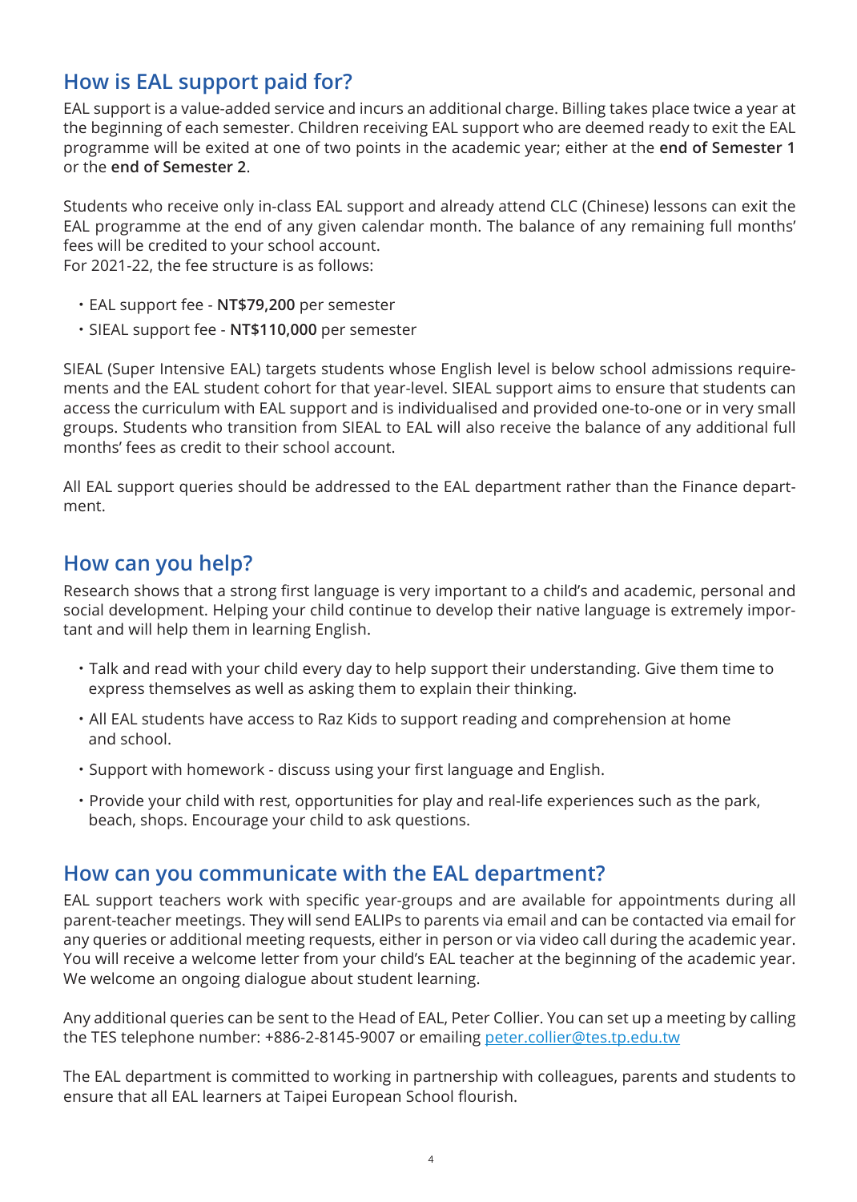## How is EAL support paid for?

EAL support is a value-added service and incurs an additional charge. Billing takes place twice a year at the beginning of each semester. Children receiving EAL support who are deemed ready to exit the EAL programme will be exited at one of two points in the academic year; either at the **end of Semester 1** or the **end of Semester 2**.

Students who receive only in-class EAL support and already attend CLC (Chinese) lessons can exit the EAL programme at the end of any given calendar month. The balance of any remaining full months' fees will be credited to your school account.
For 2021-22, the fee structure is as follows:

- EAL support fee - **NT$79,200** per semester
- SIEAL support fee - **NT$110,000** per semester

SIEAL (Super Intensive EAL) targets students whose English level is below school admissions requirements and the EAL student cohort for that year-level. SIEAL support aims to ensure that students can access the curriculum with EAL support and is individualised and provided one-to-one or in very small groups. Students who transition from SIEAL to EAL will also receive the balance of any additional full months' fees as credit to their school account.

All EAL support queries should be addressed to the EAL department rather than the Finance department.

## How can you help?

Research shows that a strong first language is very important to a child's and academic, personal and social development. Helping your child continue to develop their native language is extremely important and will help them in learning English.

- Talk and read with your child every day to help support their understanding. Give them time to express themselves as well as asking them to explain their thinking.
- All EAL students have access to Raz Kids to support reading and comprehension at home and school.
- Support with homework - discuss using your first language and English.
- Provide your child with rest, opportunities for play and real-life experiences such as the park, beach, shops. Encourage your child to ask questions.

## How can you communicate with the EAL department?

EAL support teachers work with specific year-groups and are available for appointments during all parent-teacher meetings. They will send EALIPs to parents via email and can be contacted via email for any queries or additional meeting requests, either in person or via video call during the academic year. You will receive a welcome letter from your child's EAL teacher at the beginning of the academic year. We welcome an ongoing dialogue about student learning.

Any additional queries can be sent to the Head of EAL, Peter Collier. You can set up a meeting by calling the TES telephone number: +886-2-8145-9007 or emailing peter.collier@tes.tp.edu.tw

The EAL department is committed to working in partnership with colleagues, parents and students to ensure that all EAL learners at Taipei European School flourish.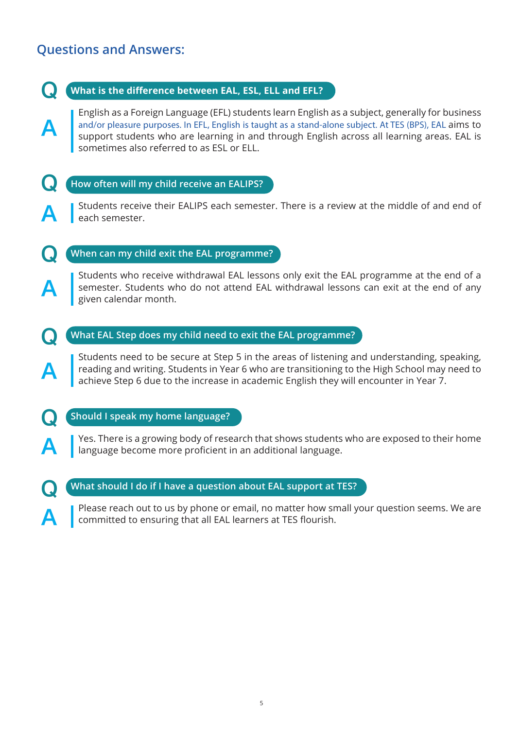## Questions and Answers:

**Q: What is the difference between EAL, ESL, ELL and EFL?**

**A:** English as a Foreign Language (EFL) students learn English as a subject, generally for business and/or pleasure purposes. In EFL, English is taught as a stand-alone subject. At TES (BPS), EAL aims to support students who are learning in and through English across all learning areas. EAL is sometimes also referred to as ESL or ELL.

**Q: How often will my child receive an EALIPS?**

**A:** Students receive their EALIPS each semester. There is a review at the middle of and end of each semester.

**Q: When can my child exit the EAL programme?**

**A:** Students who receive withdrawal EAL lessons only exit the EAL programme at the end of a semester. Students who do not attend EAL withdrawal lessons can exit at the end of any given calendar month.

**Q: What EAL Step does my child need to exit the EAL programme?**

**A:** Students need to be secure at Step 5 in the areas of listening and understanding, speaking, reading and writing. Students in Year 6 who are transitioning to the High School may need to achieve Step 6 due to the increase in academic English they will encounter in Year 7.

**Q: Should I speak my home language?**

**A:** Yes. There is a growing body of research that shows students who are exposed to their home language become more proficient in an additional language.

**Q: What should I do if I have a question about EAL support at TES?**

**A:** Please reach out to us by phone or email, no matter how small your question seems. We are committed to ensuring that all EAL learners at TES flourish.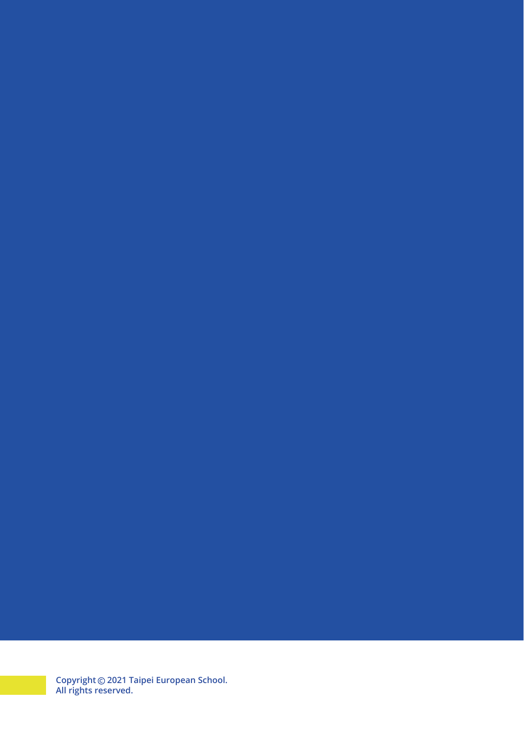Copyright © 2021 Taipei European School.
All rights reserved.